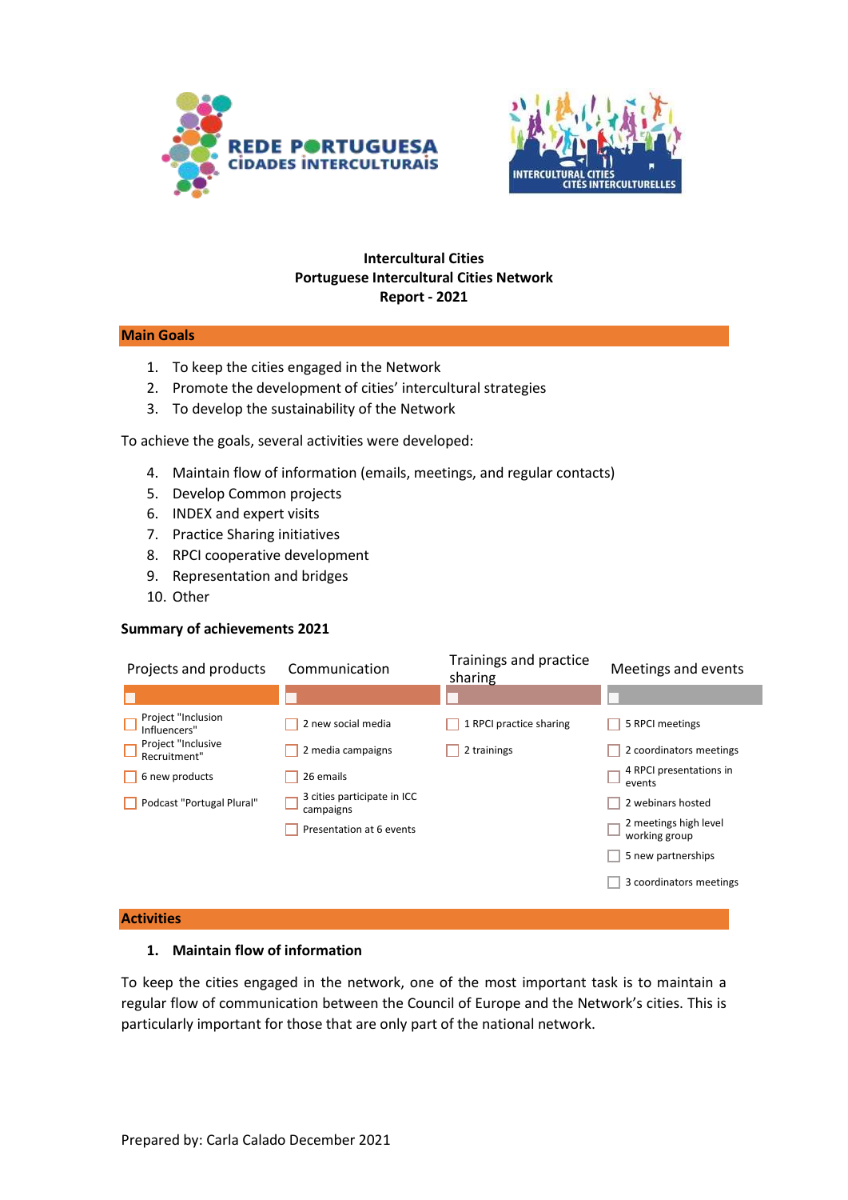REDE PORTUGUESA CIDADES INTERCULTURAIS

INTERCULTURAL CITIES / CITÉS INTERCULTURELLES

**Intercultural Cities**
**Portuguese Intercultural Cities Network**
**Report - 2021**

## Main Goals

1. To keep the cities engaged in the Network
2. Promote the development of cities' intercultural strategies
3. To develop the sustainability of the Network

To achieve the goals, several activities were developed:

4. Maintain flow of information (emails, meetings, and regular contacts)
5. Develop Common projects
6. INDEX and expert visits
7. Practice Sharing initiatives
8. RPCI cooperative development
9. Representation and bridges
10. Other

**Summary of achievements 2021**

| Projects and products | Communication | Trainings and practice sharing | Meetings and events |
|---|---|---|---|
| Project "Inclusion Influencers" | 2 new social media | 1 RPCI practice sharing | 5 RPCI meetings |
| Project "Inclusive Recruitment" | 2 media campaigns | 2 trainings | 2 coordinators meetings |
| 6 new products | 26 emails | | 4 RPCI presentations in events |
| Podcast "Portugal Plural" | 3 cities participate in ICC campaigns | | 2 webinars hosted |
| | Presentation at 6 events | | 2 meetings high level working group |
| | | | 5 new partnerships |
| | | | 3 coordinators meetings |

## Activities

### 1. Maintain flow of information

To keep the cities engaged in the network, one of the most important task is to maintain a regular flow of communication between the Council of Europe and the Network's cities. This is particularly important for those that are only part of the national network.

Prepared by: Carla Calado December 2021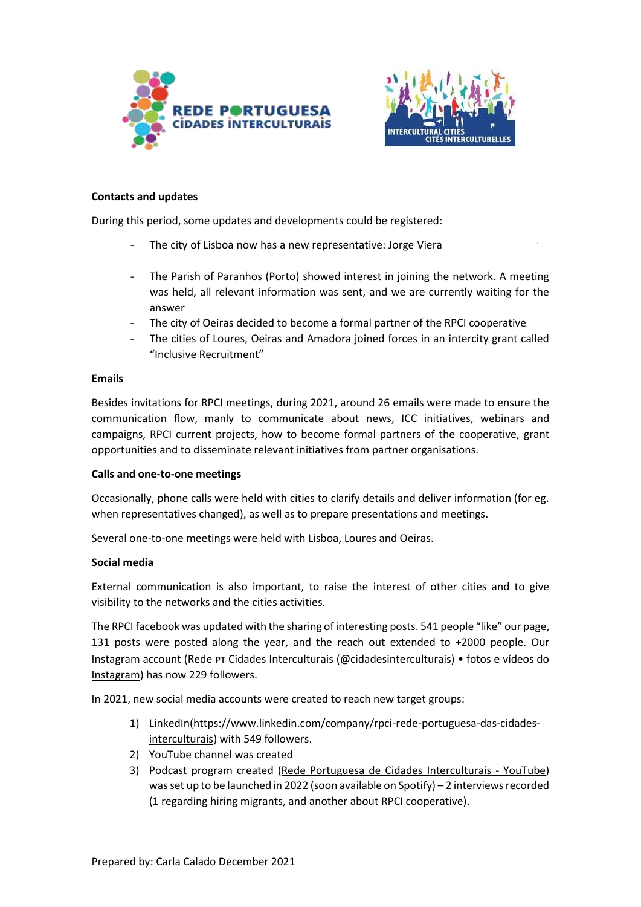**Contacts and updates**

During this period, some updates and developments could be registered:

- The city of Lisboa now has a new representative: Jorge Viera
- The Parish of Paranhos (Porto) showed interest in joining the network. A meeting was held, all relevant information was sent, and we are currently waiting for the answer
- The city of Oeiras decided to become a formal partner of the RPCI cooperative
- The cities of Loures, Oeiras and Amadora joined forces in an intercity grant called "Inclusive Recruitment"

**Emails**

Besides invitations for RPCI meetings, during 2021, around 26 emails were made to ensure the communication flow, manly to communicate about news, ICC initiatives, webinars and campaigns, RPCI current projects, how to become formal partners of the cooperative, grant opportunities and to disseminate relevant initiatives from partner organisations.

**Calls and one-to-one meetings**

Occasionally, phone calls were held with cities to clarify details and deliver information (for eg. when representatives changed), as well as to prepare presentations and meetings.

Several one-to-one meetings were held with Lisboa, Loures and Oeiras.

**Social media**

External communication is also important, to raise the interest of other cities and to give visibility to the networks and the cities activities.

The RPCI facebook was updated with the sharing of interesting posts. 541 people "like" our page, 131 posts were posted along the year, and the reach out extended to +2000 people. Our Instagram account (Rede PT Cidades Interculturais (@cidadesinterculturais) • fotos e vídeos do Instagram) has now 229 followers.

In 2021, new social media accounts were created to reach new target groups:

1) LinkedIn(https://www.linkedin.com/company/rpci-rede-portuguesa-das-cidades-interculturais) with 549 followers.
2) YouTube channel was created
3) Podcast program created (Rede Portuguesa de Cidades Interculturais - YouTube) was set up to be launched in 2022 (soon available on Spotify) – 2 interviews recorded (1 regarding hiring migrants, and another about RPCI cooperative).

Prepared by: Carla Calado December 2021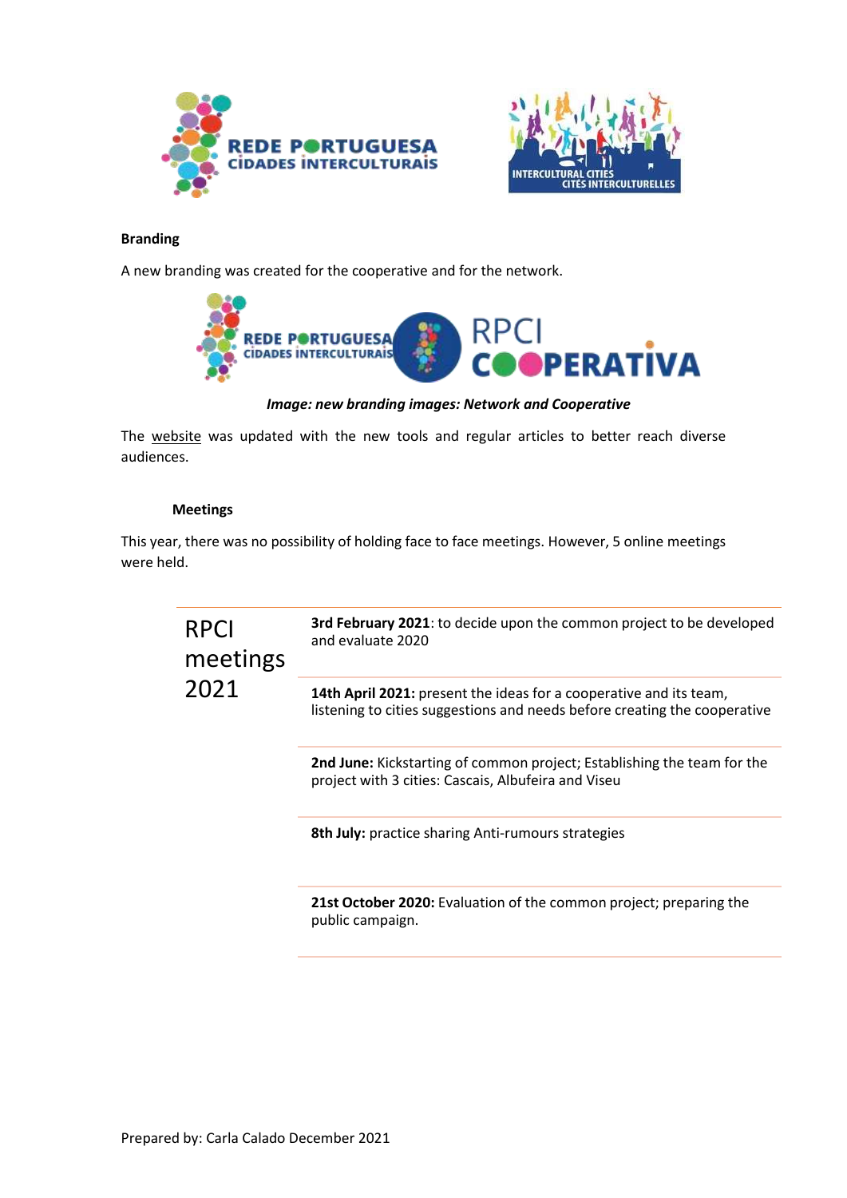**Branding**

A new branding was created for the cooperative and for the network.

*Image: new branding images: Network and Cooperative*

The website was updated with the new tools and regular articles to better reach diverse audiences.

**Meetings**

This year, there was no possibility of holding face to face meetings. However, 5 online meetings were held.

| RPCI meetings 2021 | |
|---|---|
| | **3rd February 2021**: to decide upon the common project to be developed and evaluate 2020 |
| | **14th April 2021:** present the ideas for a cooperative and its team, listening to cities suggestions and needs before creating the cooperative |
| | **2nd June:** Kickstarting of common project; Establishing the team for the project with 3 cities: Cascais, Albufeira and Viseu |
| | **8th July:** practice sharing Anti-rumours strategies |
| | **21st October 2020:** Evaluation of the common project; preparing the public campaign. |

Prepared by: Carla Calado December 2021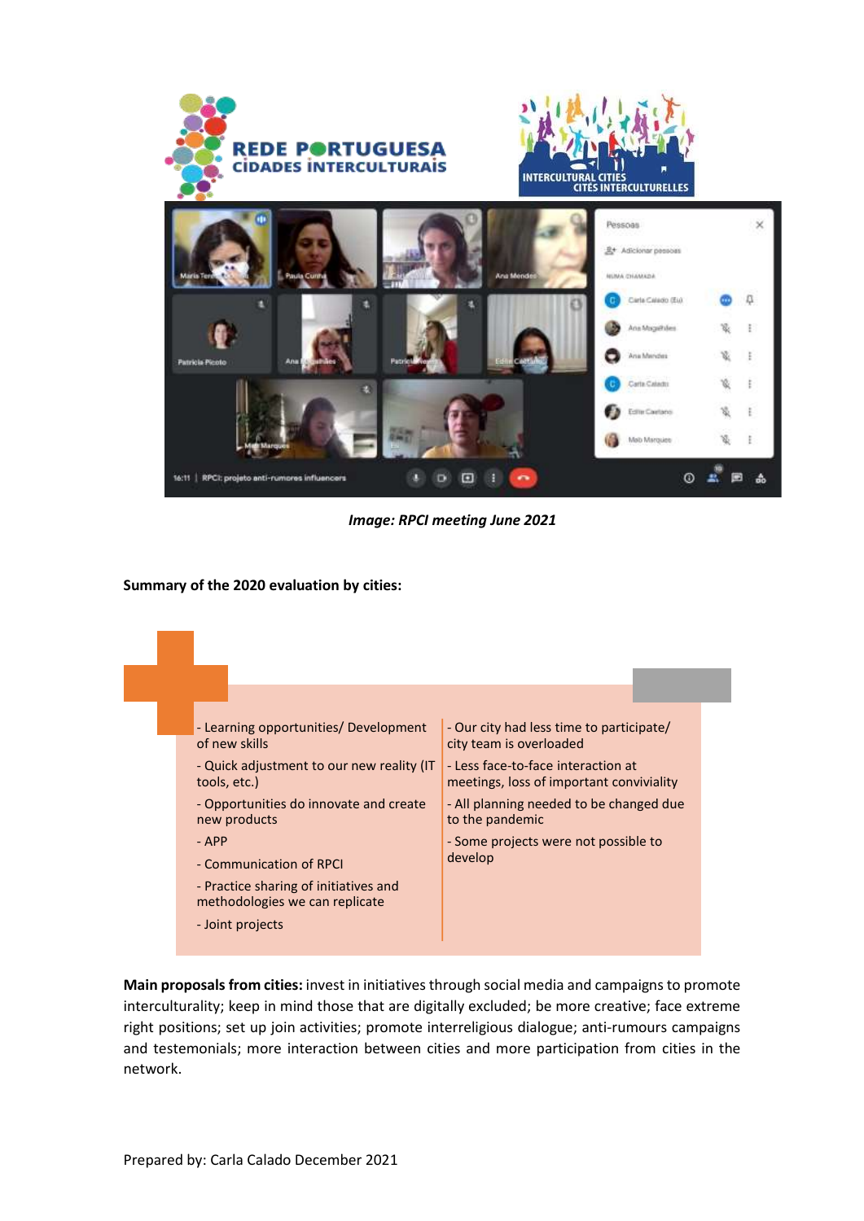*Image: RPCI meeting June 2021*

**Summary of the 2020 evaluation by cities:**

| + | − |
|---|---|
| - Learning opportunities/ Development of new skills | - Our city had less time to participate/ city team is overloaded |
| - Quick adjustment to our new reality (IT tools, etc.) | - Less face-to-face interaction at meetings, loss of important conviviality |
| - Opportunities do innovate and create new products | - All planning needed to be changed due to the pandemic |
| - APP | - Some projects were not possible to develop |
| - Communication of RPCI | |
| - Practice sharing of initiatives and methodologies we can replicate | |
| - Joint projects | |

**Main proposals from cities:** invest in initiatives through social media and campaigns to promote interculturality; keep in mind those that are digitally excluded; be more creative; face extreme right positions; set up join activities; promote interreligious dialogue; anti-rumours campaigns and testemonials; more interaction between cities and more participation from cities in the network.

Prepared by: Carla Calado December 2021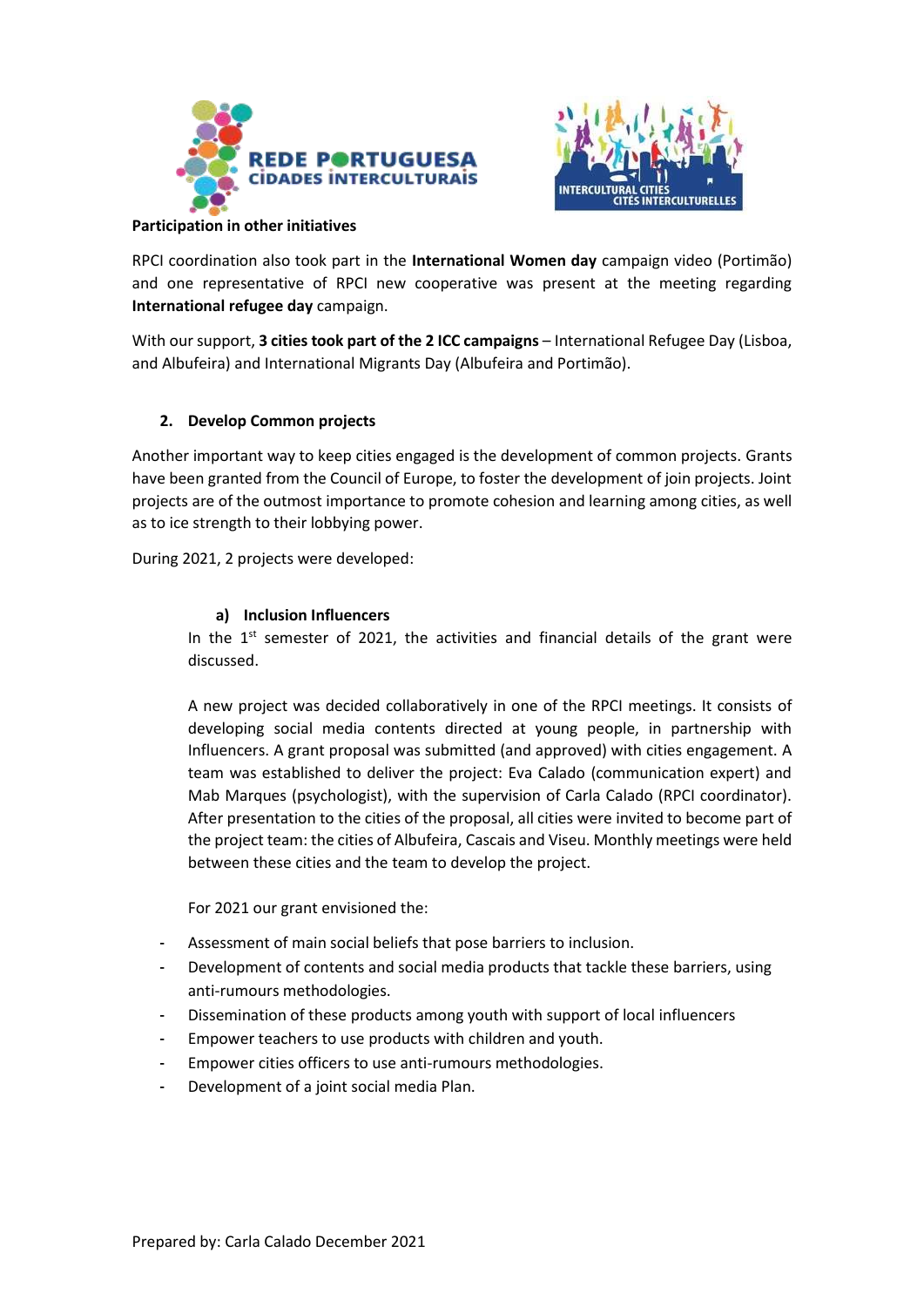**Participation in other initiatives**

RPCI coordination also took part in the **International Women day** campaign video (Portimão) and one representative of RPCI new cooperative was present at the meeting regarding **International refugee day** campaign.

With our support, **3 cities took part of the 2 ICC campaigns** – International Refugee Day (Lisboa, and Albufeira) and International Migrants Day (Albufeira and Portimão).

## 2. Develop Common projects

Another important way to keep cities engaged is the development of common projects. Grants have been granted from the Council of Europe, to foster the development of join projects. Joint projects are of the outmost importance to promote cohesion and learning among cities, as well as to ice strength to their lobbying power.

During 2021, 2 projects were developed:

### a) Inclusion Influencers

In the 1st semester of 2021, the activities and financial details of the grant were discussed.

A new project was decided collaboratively in one of the RPCI meetings. It consists of developing social media contents directed at young people, in partnership with Influencers. A grant proposal was submitted (and approved) with cities engagement. A team was established to deliver the project: Eva Calado (communication expert) and Mab Marques (psychologist), with the supervision of Carla Calado (RPCI coordinator). After presentation to the cities of the proposal, all cities were invited to become part of the project team: the cities of Albufeira, Cascais and Viseu. Monthly meetings were held between these cities and the team to develop the project.

For 2021 our grant envisioned the:

- Assessment of main social beliefs that pose barriers to inclusion.
- Development of contents and social media products that tackle these barriers, using anti-rumours methodologies.
- Dissemination of these products among youth with support of local influencers
- Empower teachers to use products with children and youth.
- Empower cities officers to use anti-rumours methodologies.
- Development of a joint social media Plan.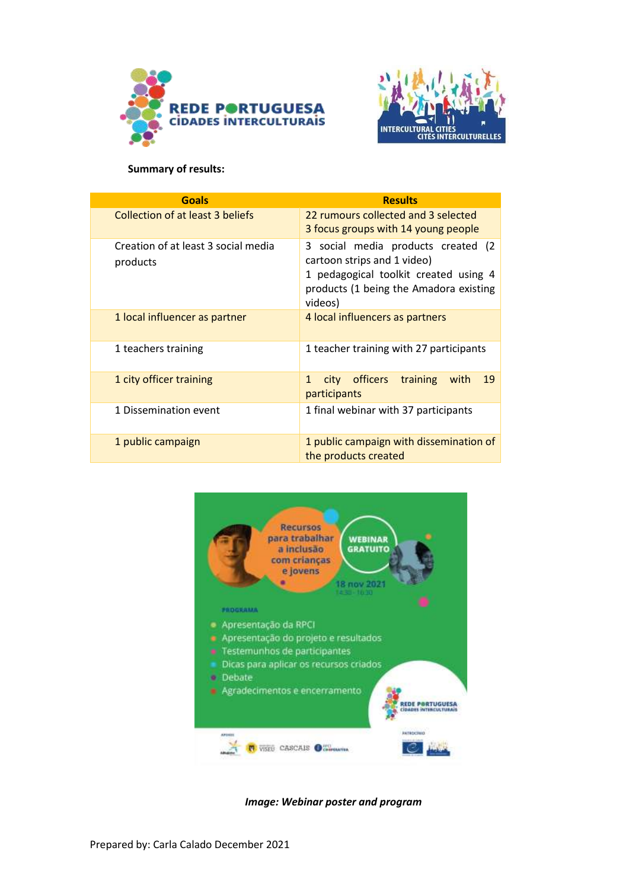**Summary of results:**

| Goals | Results |
|---|---|
| Collection of at least 3 beliefs | 22 rumours collected and 3 selected<br>3 focus groups with 14 young people |
| Creation of at least 3 social media products | 3 social media products created (2 cartoon strips and 1 video)<br>1 pedagogical toolkit created using 4 products (1 being the Amadora existing videos) |
| 1 local influencer as partner | 4 local influencers as partners |
| 1 teachers training | 1 teacher training with 27 participants |
| 1 city officer training | 1 city officers training with 19 participants |
| 1 Dissemination event | 1 final webinar with 37 participants |
| 1 public campaign | 1 public campaign with dissemination of the products created |

***Image: Webinar poster and program***

Prepared by: Carla Calado December 2021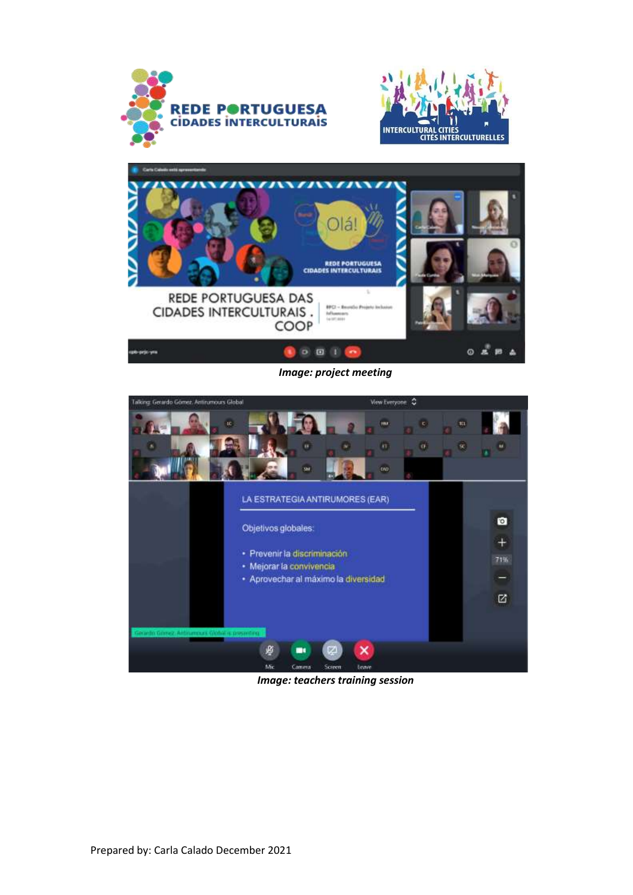*Image: project meeting*

*Image: teachers training session*

Prepared by: Carla Calado December 2021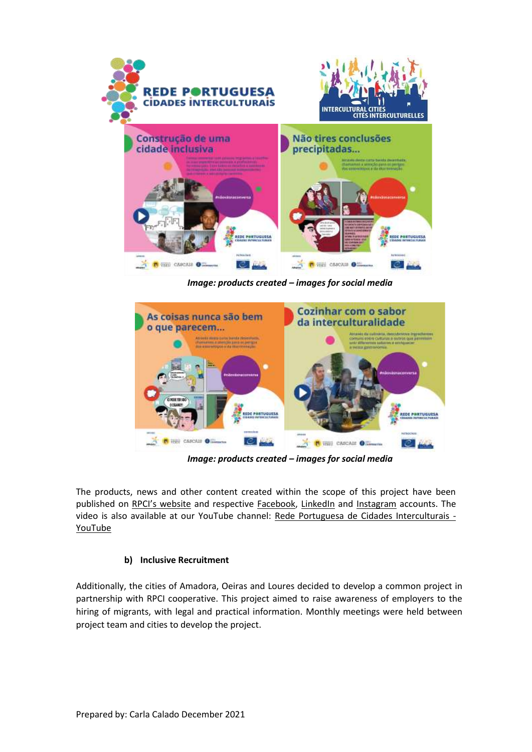*Image: products created – images for social media*

*Image: products created – images for social media*

The products, news and other content created within the scope of this project have been published on RPCI's website and respective Facebook, LinkedIn and Instagram accounts. The video is also available at our YouTube channel: Rede Portuguesa de Cidades Interculturais - YouTube

**b) Inclusive Recruitment**

Additionally, the cities of Amadora, Oeiras and Loures decided to develop a common project in partnership with RPCI cooperative. This project aimed to raise awareness of employers to the hiring of migrants, with legal and practical information. Monthly meetings were held between project team and cities to develop the project.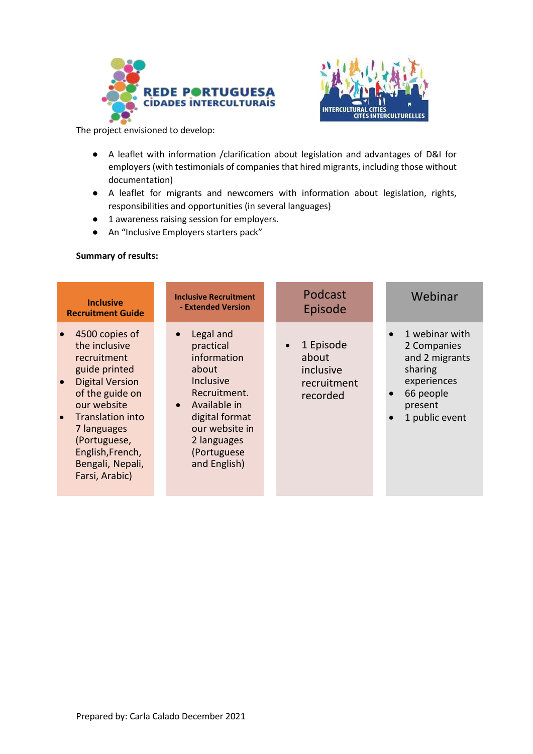The project envisioned to develop:

- A leaflet with information /clarification about legislation and advantages of D&I for employers (with testimonials of companies that hired migrants, including those without documentation)
- A leaflet for migrants and newcomers with information about legislation, rights, responsibilities and opportunities (in several languages)
- 1 awareness raising session for employers.
- An "Inclusive Employers starters pack"

**Summary of results:**

| **Inclusive Recruitment Guide** | **Inclusive Recruitment - Extended Version** | Podcast Episode | Webinar |
|---|---|---|---|
| • 4500 copies of the inclusive recruitment guide printed<br>• Digital Version of the guide on our website<br>• Translation into 7 languages (Portuguese, English,French, Bengali, Nepali, Farsi, Arabic) | • Legal and practical information about Inclusive Recruitment.<br>• Available in digital format our website in 2 languages (Portuguese and English) | • 1 Episode about inclusive recruitment recorded | • 1 webinar with 2 Companies and 2 migrants sharing experiences<br>• 66 people present<br>• 1 public event |

Prepared by: Carla Calado December 2021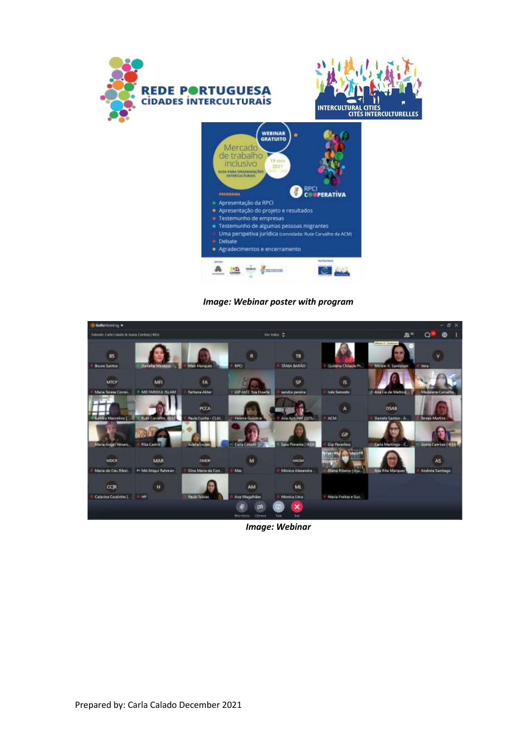*Image: Webinar poster with program*

*Image: Webinar*

Prepared by: Carla Calado December 2021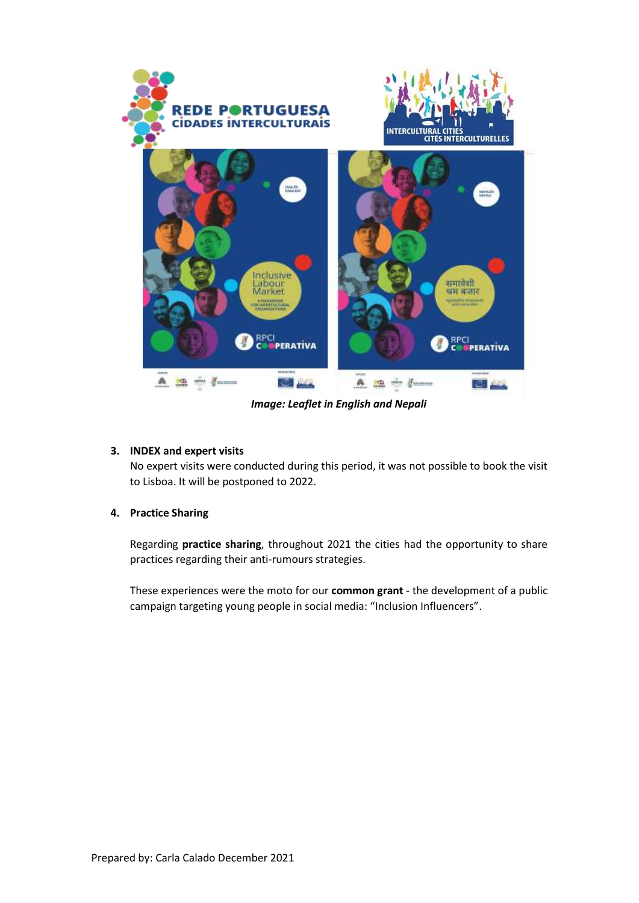*Image: Leaflet in English and Nepali*

3. **INDEX and expert visits**

   No expert visits were conducted during this period, it was not possible to book the visit to Lisboa. It will be postponed to 2022.

4. **Practice Sharing**

   Regarding **practice sharing**, throughout 2021 the cities had the opportunity to share practices regarding their anti-rumours strategies.

   These experiences were the moto for our **common grant** - the development of a public campaign targeting young people in social media: "Inclusion Influencers".

Prepared by: Carla Calado December 2021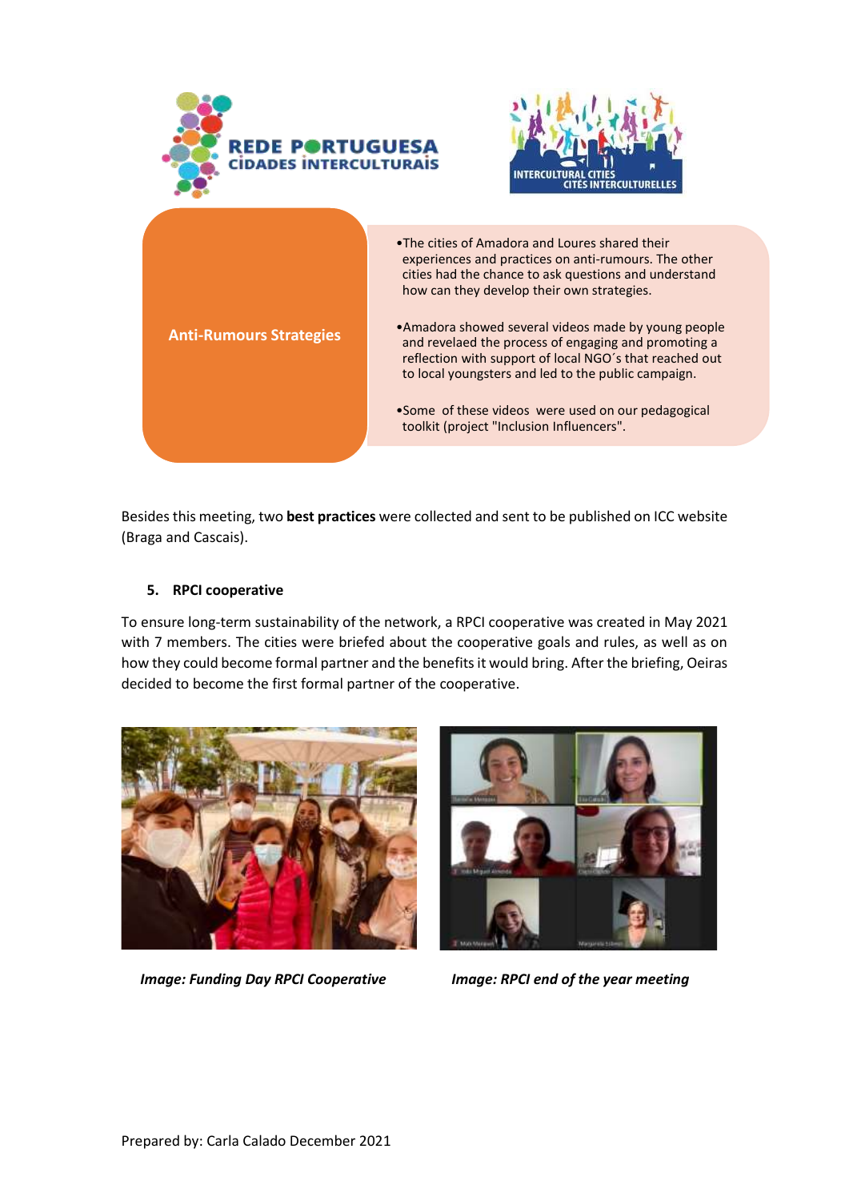**Anti-Rumours Strategies**

- The cities of Amadora and Loures shared their experiences and practices on anti-rumours. The other cities had the chance to ask questions and understand how can they develop their own strategies.
- Amadora showed several videos made by young people and revelaed the process of engaging and promoting a reflection with support of local NGO´s that reached out to local youngsters and led to the public campaign.
- Some of these videos were used on our pedagogical toolkit (project "Inclusion Influencers".

Besides this meeting, two **best practices** were collected and sent to be published on ICC website (Braga and Cascais).

### 5. RPCI cooperative

To ensure long-term sustainability of the network, a RPCI cooperative was created in May 2021 with 7 members. The cities were briefed about the cooperative goals and rules, as well as on how they could become formal partner and the benefits it would bring. After the briefing, Oeiras decided to become the first formal partner of the cooperative.

***Image: Funding Day RPCI Cooperative***

***Image: RPCI end of the year meeting***

Prepared by: Carla Calado December 2021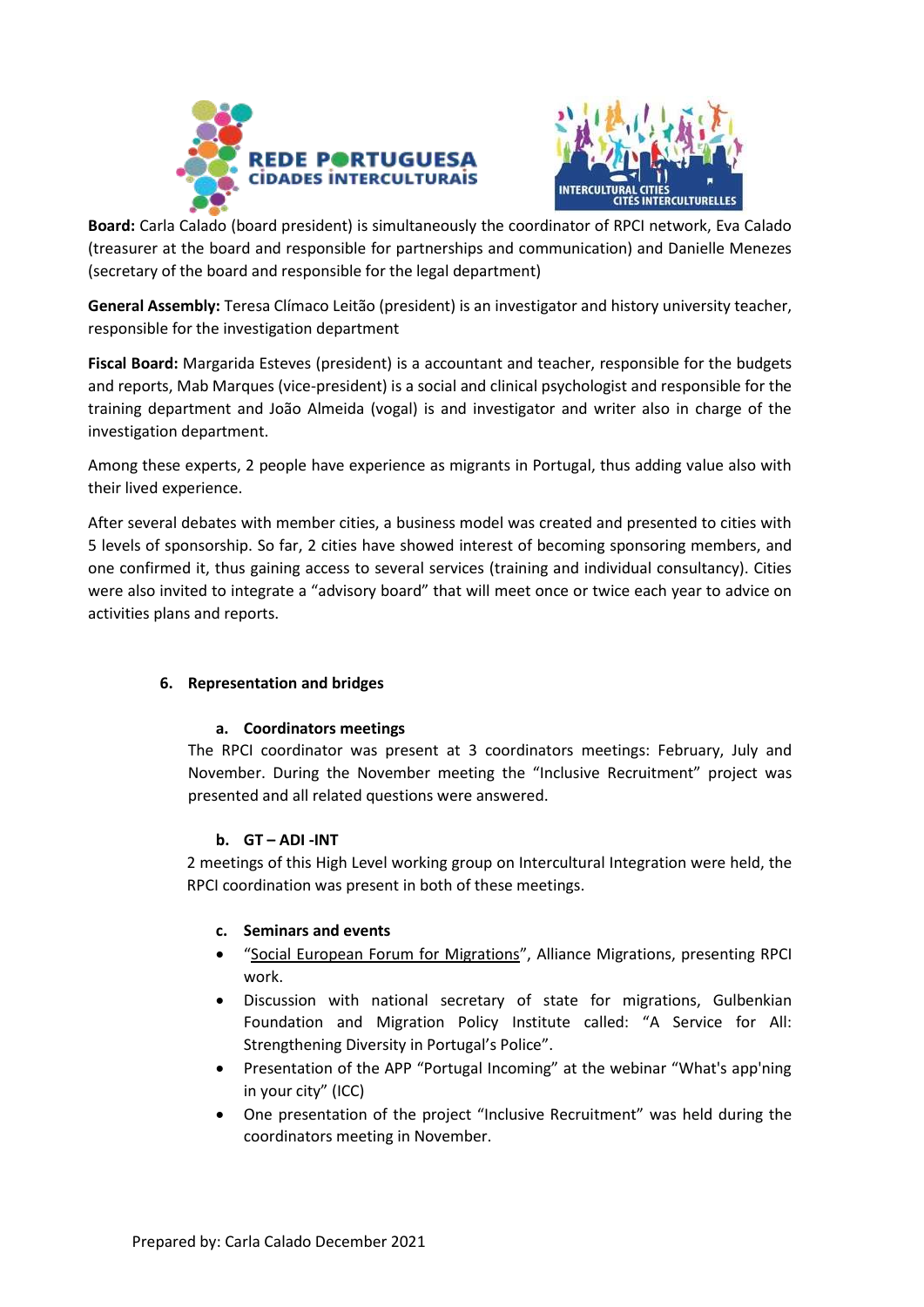**Board:** Carla Calado (board president) is simultaneously the coordinator of RPCI network, Eva Calado (treasurer at the board and responsible for partnerships and communication) and Danielle Menezes (secretary of the board and responsible for the legal department)

**General Assembly:** Teresa Clímaco Leitão (president) is an investigator and history university teacher, responsible for the investigation department

**Fiscal Board:** Margarida Esteves (president) is a accountant and teacher, responsible for the budgets and reports, Mab Marques (vice-president) is a social and clinical psychologist and responsible for the training department and João Almeida (vogal) is and investigator and writer also in charge of the investigation department.

Among these experts, 2 people have experience as migrants in Portugal, thus adding value also with their lived experience.

After several debates with member cities, a business model was created and presented to cities with 5 levels of sponsorship. So far, 2 cities have showed interest of becoming sponsoring members, and one confirmed it, thus gaining access to several services (training and individual consultancy). Cities were also invited to integrate a "advisory board" that will meet once or twice each year to advice on activities plans and reports.

## 6. Representation and bridges

### a. Coordinators meetings

The RPCI coordinator was present at 3 coordinators meetings: February, July and November. During the November meeting the "Inclusive Recruitment" project was presented and all related questions were answered.

### b. GT – ADI -INT

2 meetings of this High Level working group on Intercultural Integration were held, the RPCI coordination was present in both of these meetings.

### c. Seminars and events

- "Social European Forum for Migrations", Alliance Migrations, presenting RPCI work.
- Discussion with national secretary of state for migrations, Gulbenkian Foundation and Migration Policy Institute called: "A Service for All: Strengthening Diversity in Portugal's Police".
- Presentation of the APP "Portugal Incoming" at the webinar "What's app'ning in your city" (ICC)
- One presentation of the project "Inclusive Recruitment" was held during the coordinators meeting in November.

Prepared by: Carla Calado December 2021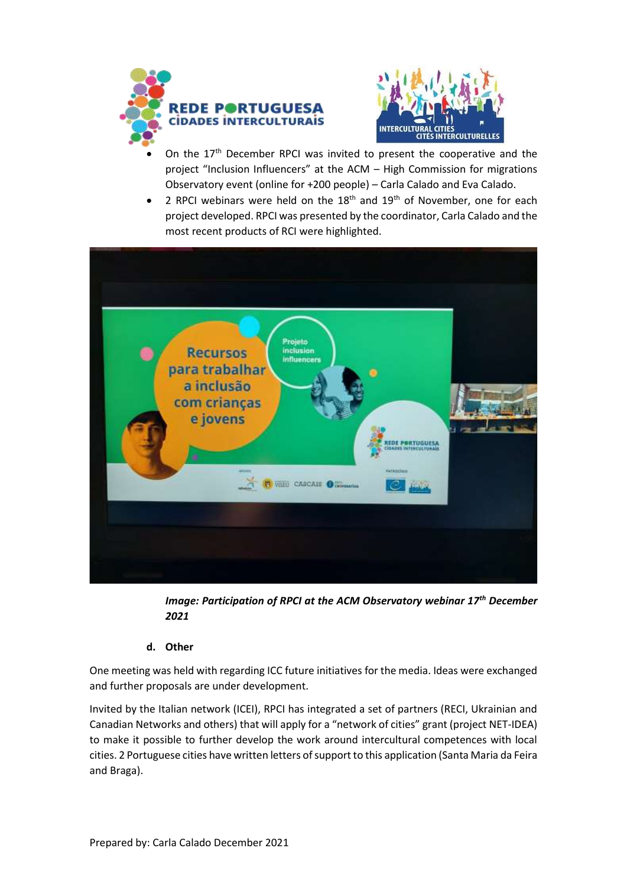- On the 17th December RPCI was invited to present the cooperative and the project "Inclusion Influencers" at the ACM – High Commission for migrations Observatory event (online for +200 people) – Carla Calado and Eva Calado.
- 2 RPCI webinars were held on the 18th and 19th of November, one for each project developed. RPCI was presented by the coordinator, Carla Calado and the most recent products of RCI were highlighted.

***Image: Participation of RPCI at the ACM Observatory webinar 17th December 2021***

**d. Other**

One meeting was held with regarding ICC future initiatives for the media. Ideas were exchanged and further proposals are under development.

Invited by the Italian network (ICEI), RPCI has integrated a set of partners (RECI, Ukrainian and Canadian Networks and others) that will apply for a "network of cities" grant (project NET-IDEA) to make it possible to further develop the work around intercultural competences with local cities. 2 Portuguese cities have written letters of support to this application (Santa Maria da Feira and Braga).

Prepared by: Carla Calado December 2021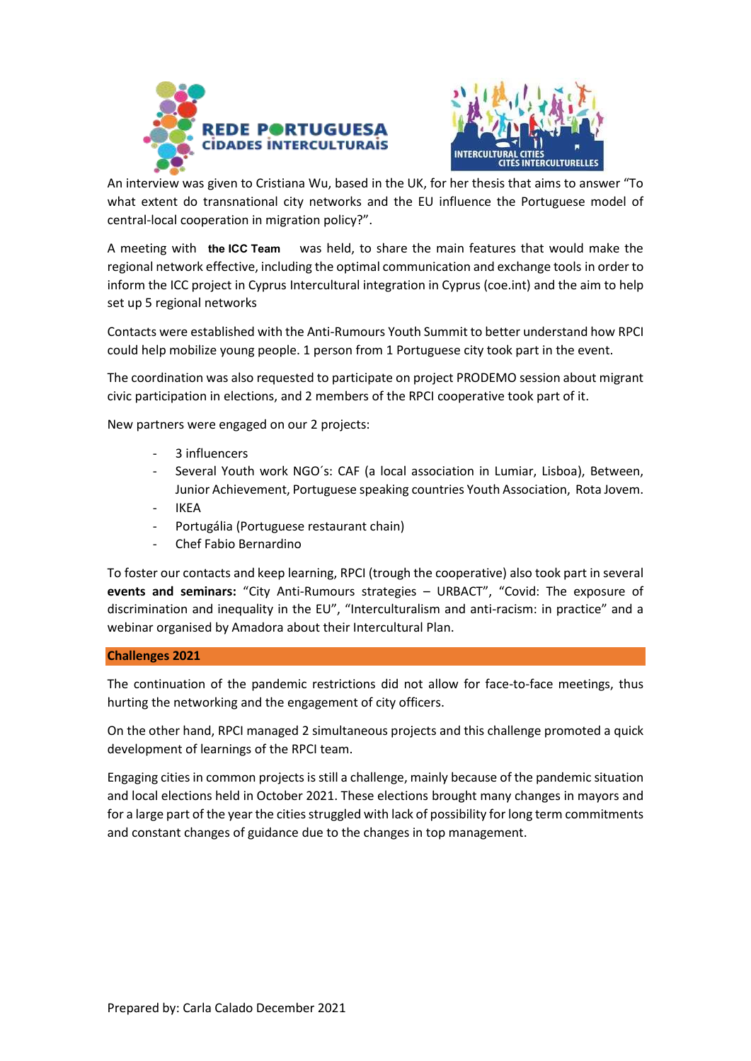An interview was given to Cristiana Wu, based in the UK, for her thesis that aims to answer "To what extent do transnational city networks and the EU influence the Portuguese model of central-local cooperation in migration policy?".

A meeting with **the ICC Team** was held, to share the main features that would make the regional network effective, including the optimal communication and exchange tools in order to inform the ICC project in Cyprus Intercultural integration in Cyprus (coe.int) and the aim to help set up 5 regional networks

Contacts were established with the Anti-Rumours Youth Summit to better understand how RPCI could help mobilize young people. 1 person from 1 Portuguese city took part in the event.

The coordination was also requested to participate on project PRODEMO session about migrant civic participation in elections, and 2 members of the RPCI cooperative took part of it.

New partners were engaged on our 2 projects:

- 3 influencers
- Several Youth work NGO´s: CAF (a local association in Lumiar, Lisboa), Between, Junior Achievement, Portuguese speaking countries Youth Association, Rota Jovem.
- IKEA
- Portugália (Portuguese restaurant chain)
- Chef Fabio Bernardino

To foster our contacts and keep learning, RPCI (trough the cooperative) also took part in several **events and seminars:** "City Anti-Rumours strategies – URBACT", "Covid: The exposure of discrimination and inequality in the EU", "Interculturalism and anti-racism: in practice" and a webinar organised by Amadora about their Intercultural Plan.

**Challenges 2021**

The continuation of the pandemic restrictions did not allow for face-to-face meetings, thus hurting the networking and the engagement of city officers.

On the other hand, RPCI managed 2 simultaneous projects and this challenge promoted a quick development of learnings of the RPCI team.

Engaging cities in common projects is still a challenge, mainly because of the pandemic situation and local elections held in October 2021. These elections brought many changes in mayors and for a large part of the year the cities struggled with lack of possibility for long term commitments and constant changes of guidance due to the changes in top management.

Prepared by: Carla Calado December 2021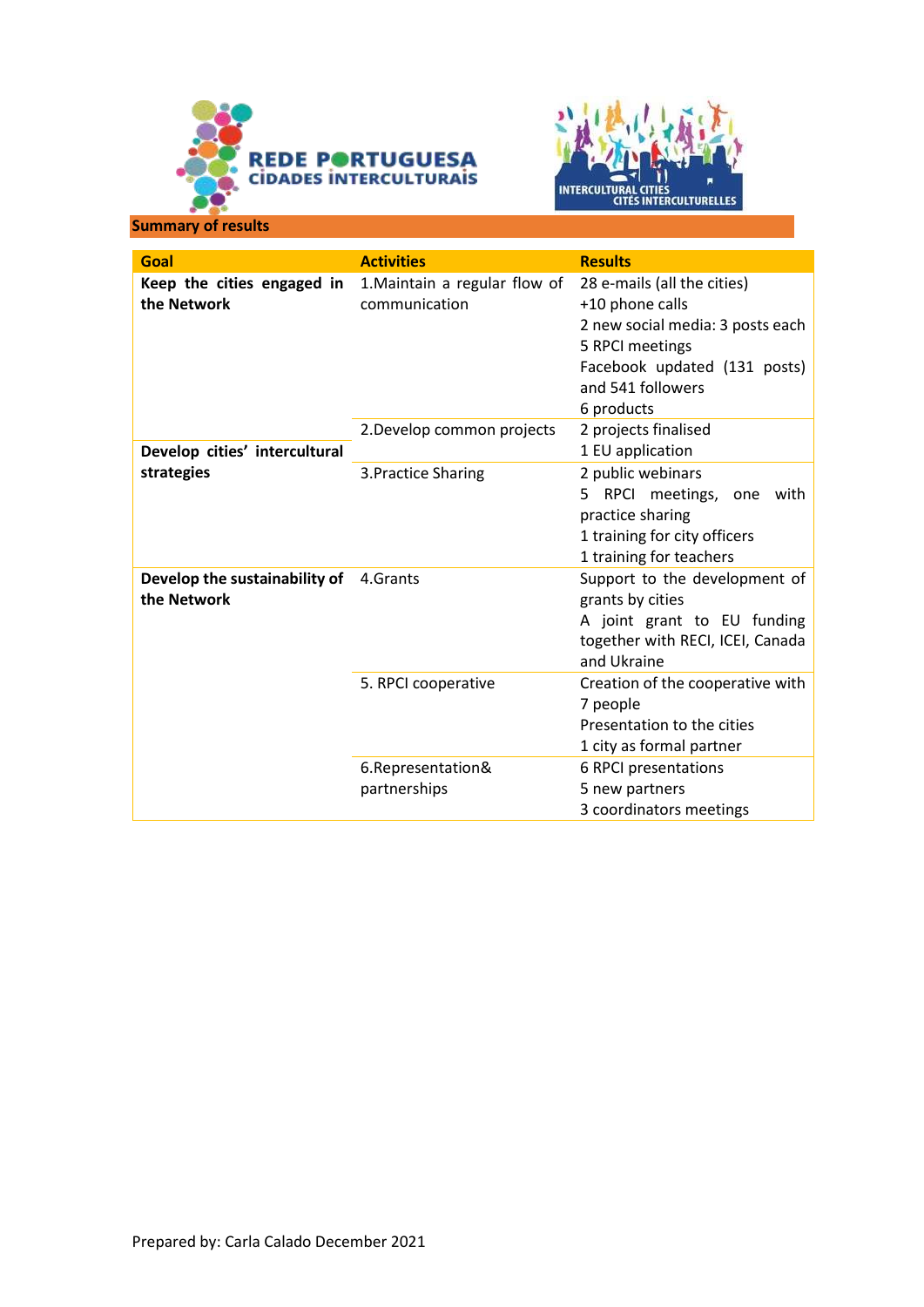## Summary of results

| Goal | Activities | Results |
|---|---|---|
| **Keep the cities engaged in the Network** | 1.Maintain a regular flow of communication | 28 e-mails (all the cities)<br>+10 phone calls<br>2 new social media: 3 posts each<br>5 RPCI meetings<br>Facebook updated (131 posts) and 541 followers<br>6 products |
| **Develop cities' intercultural strategies** | 2.Develop common projects | 2 projects finalised<br>1 EU application |
| | 3.Practice Sharing | 2 public webinars<br>5 RPCI meetings, one with practice sharing<br>1 training for city officers<br>1 training for teachers |
| **Develop the sustainability of the Network** | 4.Grants | Support to the development of grants by cities<br>A joint grant to EU funding together with RECI, ICEI, Canada and Ukraine |
| | 5. RPCI cooperative | Creation of the cooperative with 7 people<br>Presentation to the cities<br>1 city as formal partner |
| | 6.Representation& partnerships | 6 RPCI presentations<br>5 new partners<br>3 coordinators meetings |

Prepared by: Carla Calado December 2021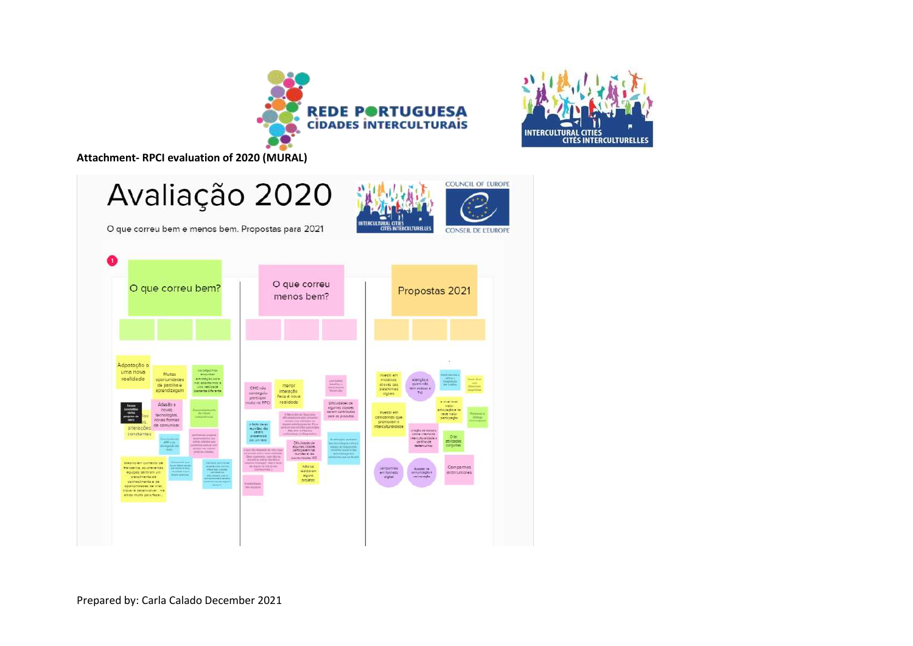**Attachment- RPCI evaluation of 2020 (MURAL)**

# Avaliação 2020

O que correu bem e menos bem. Propostas para 2021

COUNCIL OF EUROPE

CONSEIL DE L'EUROPE

O que correu bem?

O que correu menos bem?

Propostas 2021

Adaptação a uma nova realidade

Muitas oportunidades de partilha e aprendizagem

conseguimos encontrar estratégias para nos adaptarmos a uma realidade bastante diferente

Adesão a novas tecnologias, novas formas de comunicar

alterações constantes

Mesmo em contexto de Pandemia, as diferentes equipas sentiram um crescimento de conhecimento e de oportunidades de criar, mover e desenvolver... há ainda muito para fazer...

CMC não conseguiu participar muito na RPCI

menor interação face à nova realidade

Dificuldades de algumas cidades serem contributos para os produtos

o facto de as reuniões não serem presenciais por um lado

Dificuldades de algumas cidades participarem nas reuniões e nas oportunidades ICC

Não se realizaram alguns projetos

Investir em iniciativas através das plataformas digitais

Atenção a quem não tem acesso a TIC

Investir em campanhas que promovam a interculturalidade

Criar atividades conjuntas

Campanhas em formato digital

Apoiar na comunicação e valorização

Campanhas multiculturais

Prepared by: Carla Calado December 2021